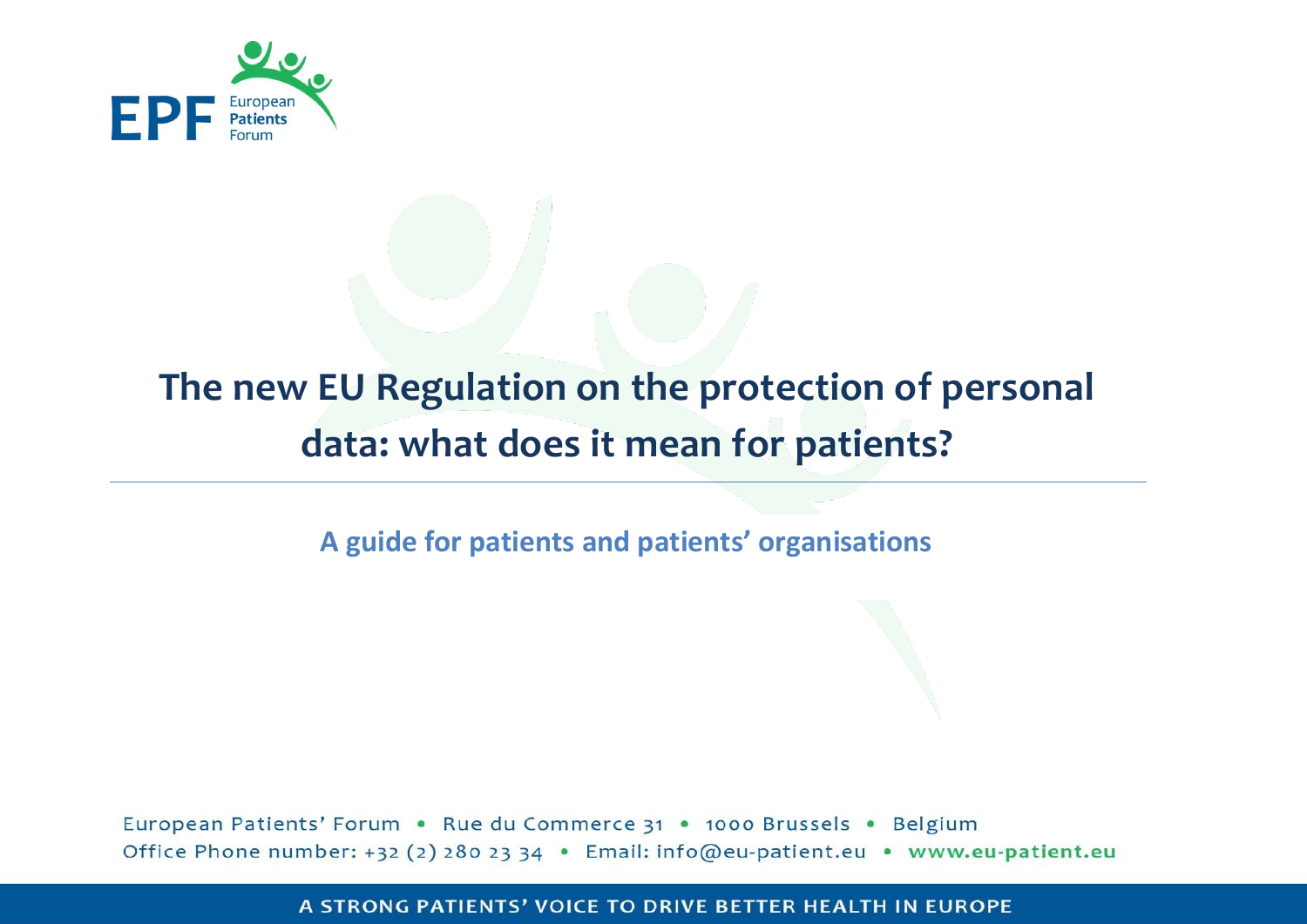# The new EU Regulation on the protection of personal data: what does it mean for patients?

**A guide for patients and patients' organisations**

European Patients' Forum • Rue du Commerce 31 • 1000 Brussels • Belgium
Office Phone number: +32 (2) 280 23 34 • Email: info@eu-patient.eu • www.eu-patient.eu

A STRONG PATIENTS' VOICE TO DRIVE BETTER HEALTH IN EUROPE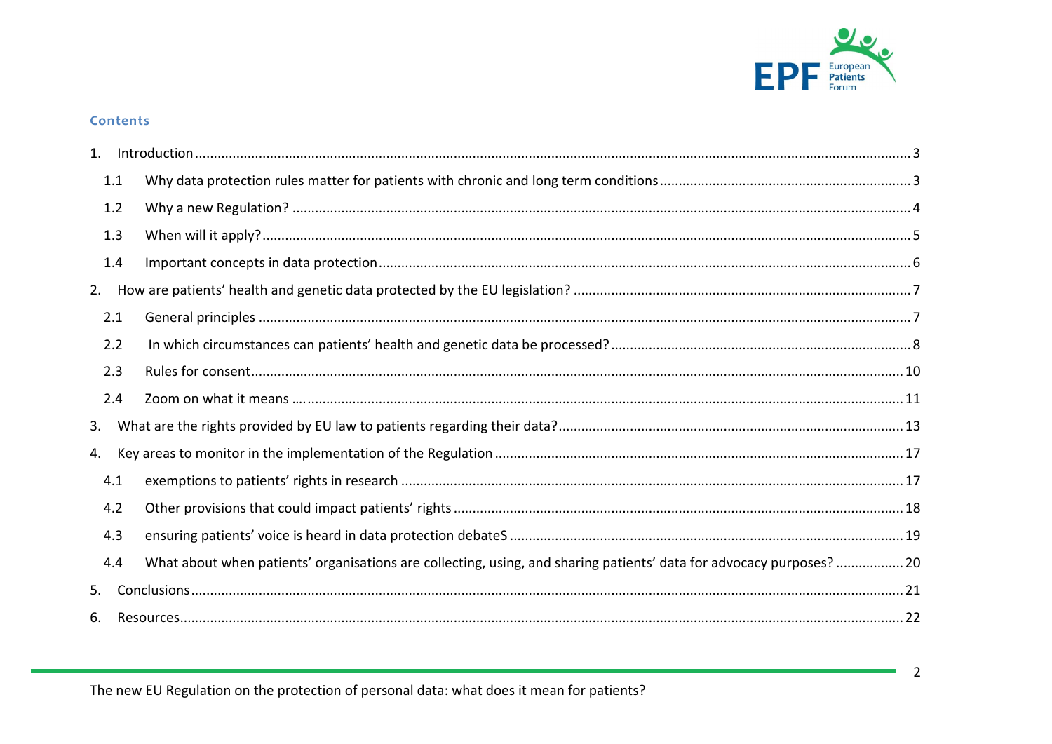## Contents

1. Introduction ........ 3
   - 1.1 Why data protection rules matter for patients with chronic and long term conditions ........ 3
   - 1.2 Why a new Regulation? ........ 4
   - 1.3 When will it apply? ........ 5
   - 1.4 Important concepts in data protection ........ 6
2. How are patients' health and genetic data protected by the EU legislation? ........ 7
   - 2.1 General principles ........ 7
   - 2.2 In which circumstances can patients' health and genetic data be processed? ........ 8
   - 2.3 Rules for consent ........ 10
   - 2.4 Zoom on what it means …. ........ 11
3. What are the rights provided by EU law to patients regarding their data? ........ 13
4. Key areas to monitor in the implementation of the Regulation ........ 17
   - 4.1 exemptions to patients' rights in research ........ 17
   - 4.2 Other provisions that could impact patients' rights ........ 18
   - 4.3 ensuring patients' voice is heard in data protection debateS ........ 19
   - 4.4 What about when patients' organisations are collecting, using, and sharing patients' data for advocacy purposes? ........ 20
5. Conclusions ........ 21
6. Resources ........ 22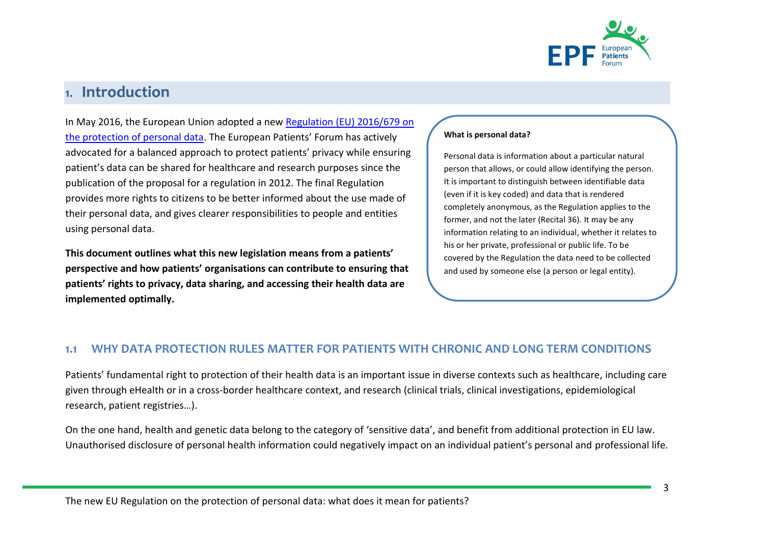# 1. Introduction

In May 2016, the European Union adopted a new [Regulation (EU) 2016/679 on the protection of personal data](). The European Patients' Forum has actively advocated for a balanced approach to protect patients' privacy while ensuring patient's data can be shared for healthcare and research purposes since the publication of the proposal for a regulation in 2012. The final Regulation provides more rights to citizens to be better informed about the use made of their personal data, and gives clearer responsibilities to people and entities using personal data.

**This document outlines what this new legislation means from a patients' perspective and how patients' organisations can contribute to ensuring that patients' rights to privacy, data sharing, and accessing their health data are implemented optimally.**

> **What is personal data?**
>
> Personal data is information about a particular natural person that allows, or could allow identifying the person. It is important to distinguish between identifiable data (even if it is key coded) and data that is rendered completely anonymous, as the Regulation applies to the former, and not the later (Recital 36). It may be any information relating to an individual, whether it relates to his or her private, professional or public life. To be covered by the Regulation the data need to be collected and used by someone else (a person or legal entity).

## 1.1 WHY DATA PROTECTION RULES MATTER FOR PATIENTS WITH CHRONIC AND LONG TERM CONDITIONS

Patients' fundamental right to protection of their health data is an important issue in diverse contexts such as healthcare, including care given through eHealth or in a cross-border healthcare context, and research (clinical trials, clinical investigations, epidemiological research, patient registries…).

On the one hand, health and genetic data belong to the category of 'sensitive data', and benefit from additional protection in EU law. Unauthorised disclosure of personal health information could negatively impact on an individual patient's personal and professional life.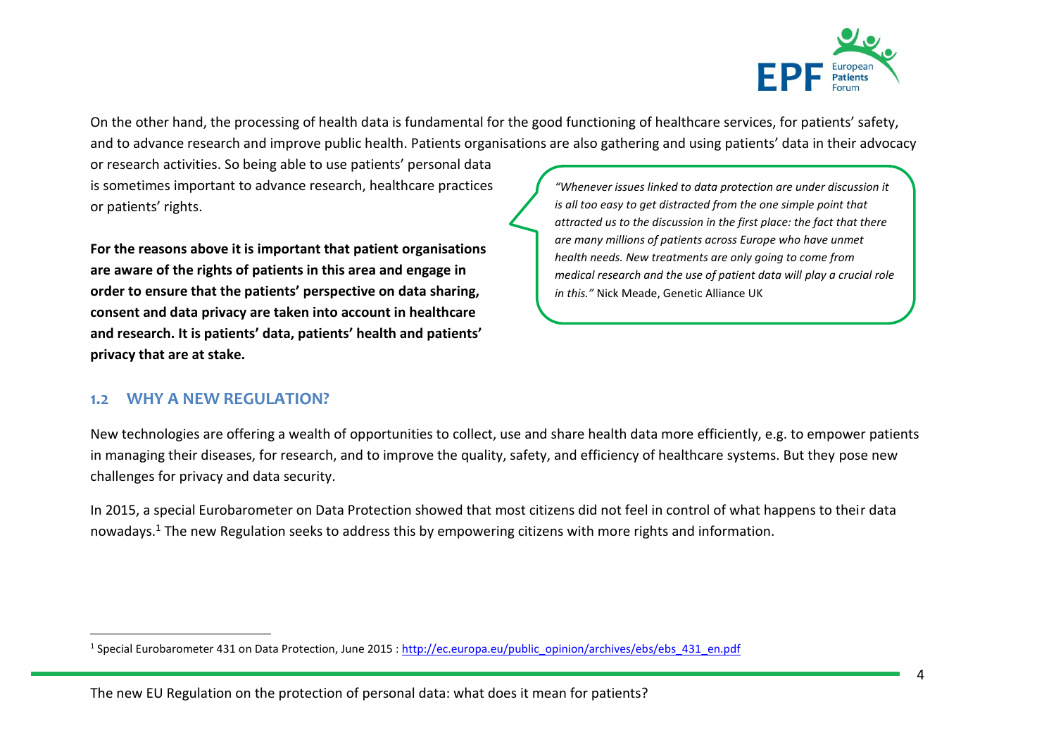On the other hand, the processing of health data is fundamental for the good functioning of healthcare services, for patients' safety, and to advance research and improve public health. Patients organisations are also gathering and using patients' data in their advocacy or research activities. So being able to use patients' personal data is sometimes important to advance research, healthcare practices or patients' rights.

**For the reasons above it is important that patient organisations are aware of the rights of patients in this area and engage in order to ensure that the patients' perspective on data sharing, consent and data privacy are taken into account in healthcare and research. It is patients' data, patients' health and patients' privacy that are at stake.**

> *"Whenever issues linked to data protection are under discussion it is all too easy to get distracted from the one simple point that attracted us to the discussion in the first place: the fact that there are many millions of patients across Europe who have unmet health needs. New treatments are only going to come from medical research and the use of patient data will play a crucial role in this."* Nick Meade, Genetic Alliance UK

## 1.2 WHY A NEW REGULATION?

New technologies are offering a wealth of opportunities to collect, use and share health data more efficiently, e.g. to empower patients in managing their diseases, for research, and to improve the quality, safety, and efficiency of healthcare systems. But they pose new challenges for privacy and data security.

In 2015, a special Eurobarometer on Data Protection showed that most citizens did not feel in control of what happens to their data nowadays.[1] The new Regulation seeks to address this by empowering citizens with more rights and information.

---

[1] Special Eurobarometer 431 on Data Protection, June 2015 : http://ec.europa.eu/public_opinion/archives/ebs/ebs_431_en.pdf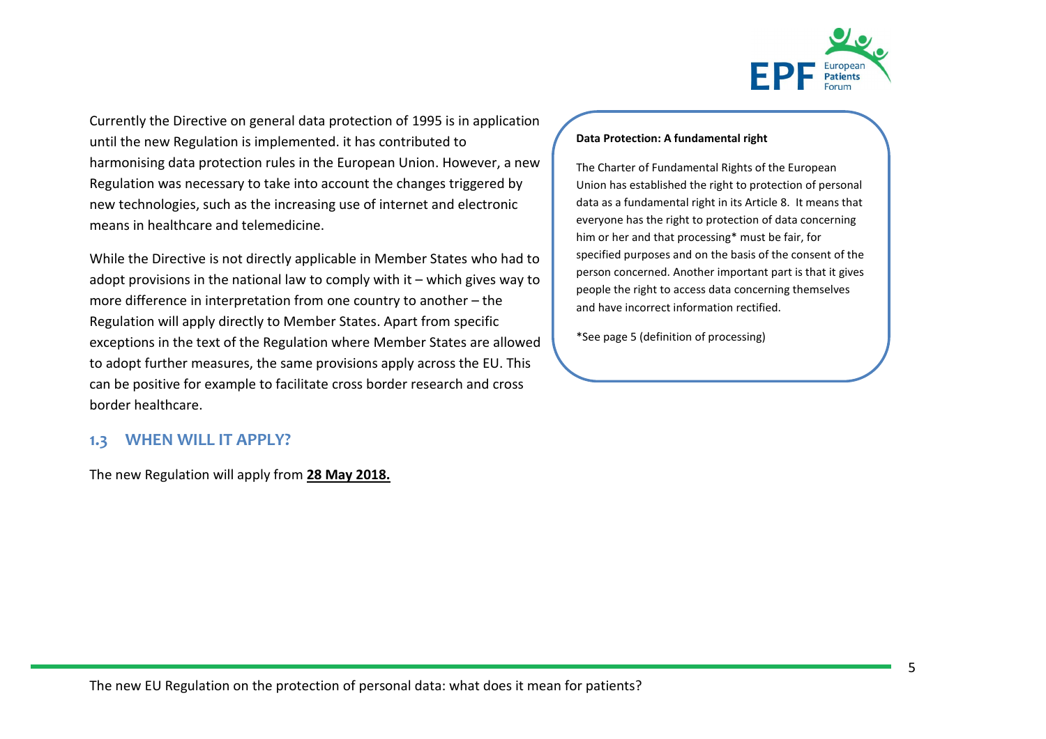Currently the Directive on general data protection of 1995 is in application until the new Regulation is implemented. it has contributed to harmonising data protection rules in the European Union. However, a new Regulation was necessary to take into account the changes triggered by new technologies, such as the increasing use of internet and electronic means in healthcare and telemedicine.

While the Directive is not directly applicable in Member States who had to adopt provisions in the national law to comply with it – which gives way to more difference in interpretation from one country to another – the Regulation will apply directly to Member States. Apart from specific exceptions in the text of the Regulation where Member States are allowed to adopt further measures, the same provisions apply across the EU. This can be positive for example to facilitate cross border research and cross border healthcare.

> **Data Protection: A fundamental right**
>
> The Charter of Fundamental Rights of the European Union has established the right to protection of personal data as a fundamental right in its Article 8. It means that everyone has the right to protection of data concerning him or her and that processing* must be fair, for specified purposes and on the basis of the consent of the person concerned. Another important part is that it gives people the right to access data concerning themselves and have incorrect information rectified.
>
> *See page 5 (definition of processing)

## 1.3 WHEN WILL IT APPLY?

The new Regulation will apply from **28 May 2018.**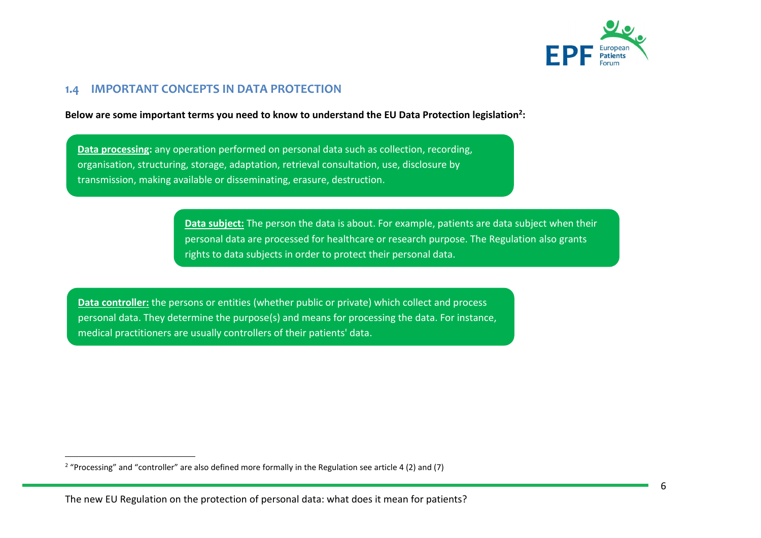## 1.4 IMPORTANT CONCEPTS IN DATA PROTECTION

**Below are some important terms you need to know to understand the EU Data Protection legislation[2]:**

**Data processing:** any operation performed on personal data such as collection, recording, organisation, structuring, storage, adaptation, retrieval consultation, use, disclosure by transmission, making available or disseminating, erasure, destruction.

**Data subject:** The person the data is about. For example, patients are data subject when their personal data are processed for healthcare or research purpose. The Regulation also grants rights to data subjects in order to protect their personal data.

**Data controller:** the persons or entities (whether public or private) which collect and process personal data. They determine the purpose(s) and means for processing the data. For instance, medical practitioners are usually controllers of their patients' data.

[2] "Processing" and "controller" are also defined more formally in the Regulation see article 4 (2) and (7)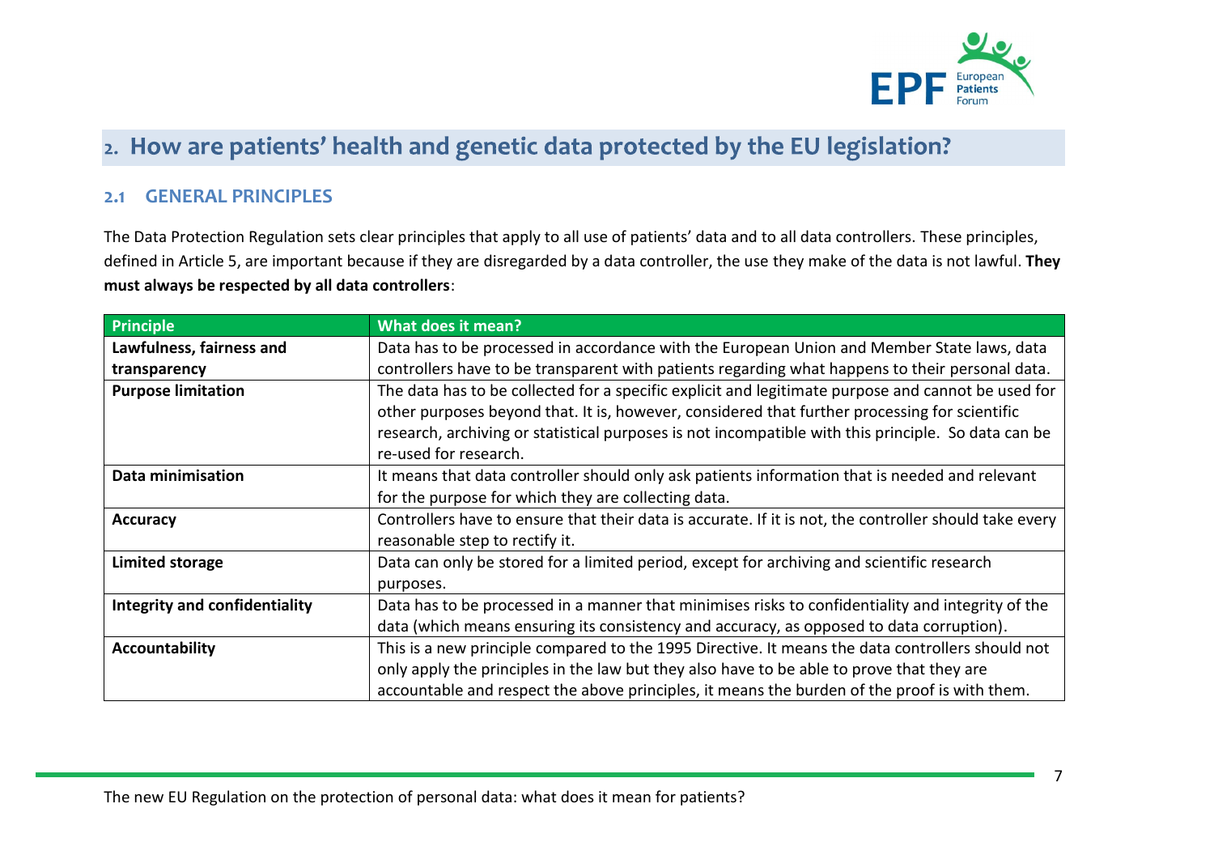## 2. How are patients' health and genetic data protected by the EU legislation?

### 2.1 GENERAL PRINCIPLES

The Data Protection Regulation sets clear principles that apply to all use of patients' data and to all data controllers. These principles, defined in Article 5, are important because if they are disregarded by a data controller, the use they make of the data is not lawful. **They must always be respected by all data controllers**:

| Principle | What does it mean? |
|---|---|
| **Lawfulness, fairness and transparency** | Data has to be processed in accordance with the European Union and Member State laws, data controllers have to be transparent with patients regarding what happens to their personal data. |
| **Purpose limitation** | The data has to be collected for a specific explicit and legitimate purpose and cannot be used for other purposes beyond that. It is, however, considered that further processing for scientific research, archiving or statistical purposes is not incompatible with this principle. So data can be re-used for research. |
| **Data minimisation** | It means that data controller should only ask patients information that is needed and relevant for the purpose for which they are collecting data. |
| **Accuracy** | Controllers have to ensure that their data is accurate. If it is not, the controller should take every reasonable step to rectify it. |
| **Limited storage** | Data can only be stored for a limited period, except for archiving and scientific research purposes. |
| **Integrity and confidentiality** | Data has to be processed in a manner that minimises risks to confidentiality and integrity of the data (which means ensuring its consistency and accuracy, as opposed to data corruption). |
| **Accountability** | This is a new principle compared to the 1995 Directive. It means the data controllers should not only apply the principles in the law but they also have to be able to prove that they are accountable and respect the above principles, it means the burden of the proof is with them. |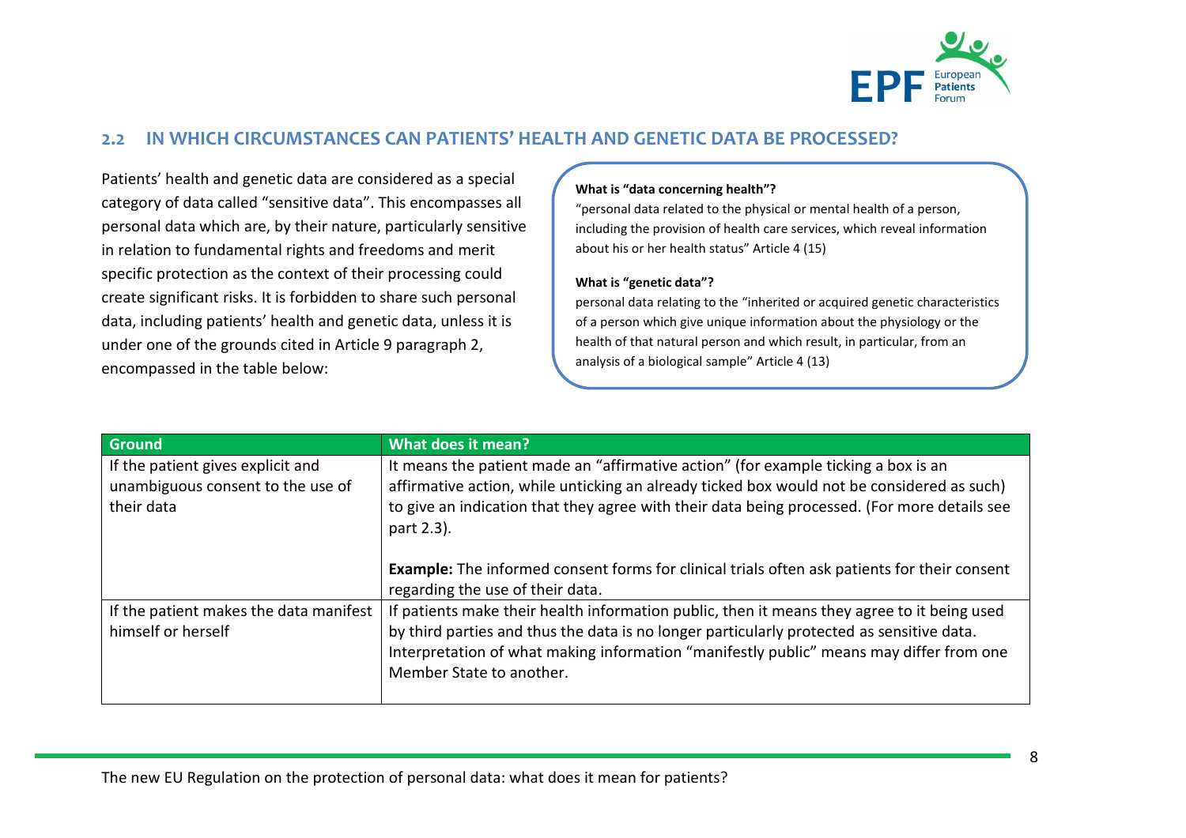## 2.2 IN WHICH CIRCUMSTANCES CAN PATIENTS' HEALTH AND GENETIC DATA BE PROCESSED?

Patients' health and genetic data are considered as a special category of data called "sensitive data". This encompasses all personal data which are, by their nature, particularly sensitive in relation to fundamental rights and freedoms and merit specific protection as the context of their processing could create significant risks. It is forbidden to share such personal data, including patients' health and genetic data, unless it is under one of the grounds cited in Article 9 paragraph 2, encompassed in the table below:

**What is "data concerning health"?**

"personal data related to the physical or mental health of a person, including the provision of health care services, which reveal information about his or her health status" Article 4 (15)

**What is "genetic data"?**

personal data relating to the "inherited or acquired genetic characteristics of a person which give unique information about the physiology or the health of that natural person and which result, in particular, from an analysis of a biological sample" Article 4 (13)

| Ground | What does it mean? |
|---|---|
| If the patient gives explicit and unambiguous consent to the use of their data | It means the patient made an "affirmative action" (for example ticking a box is an affirmative action, while unticking an already ticked box would not be considered as such) to give an indication that they agree with their data being processed. (For more details see part 2.3).<br><br>**Example:** The informed consent forms for clinical trials often ask patients for their consent regarding the use of their data. |
| If the patient makes the data manifest himself or herself | If patients make their health information public, then it means they agree to it being used by third parties and thus the data is no longer particularly protected as sensitive data. Interpretation of what making information "manifestly public" means may differ from one Member State to another. |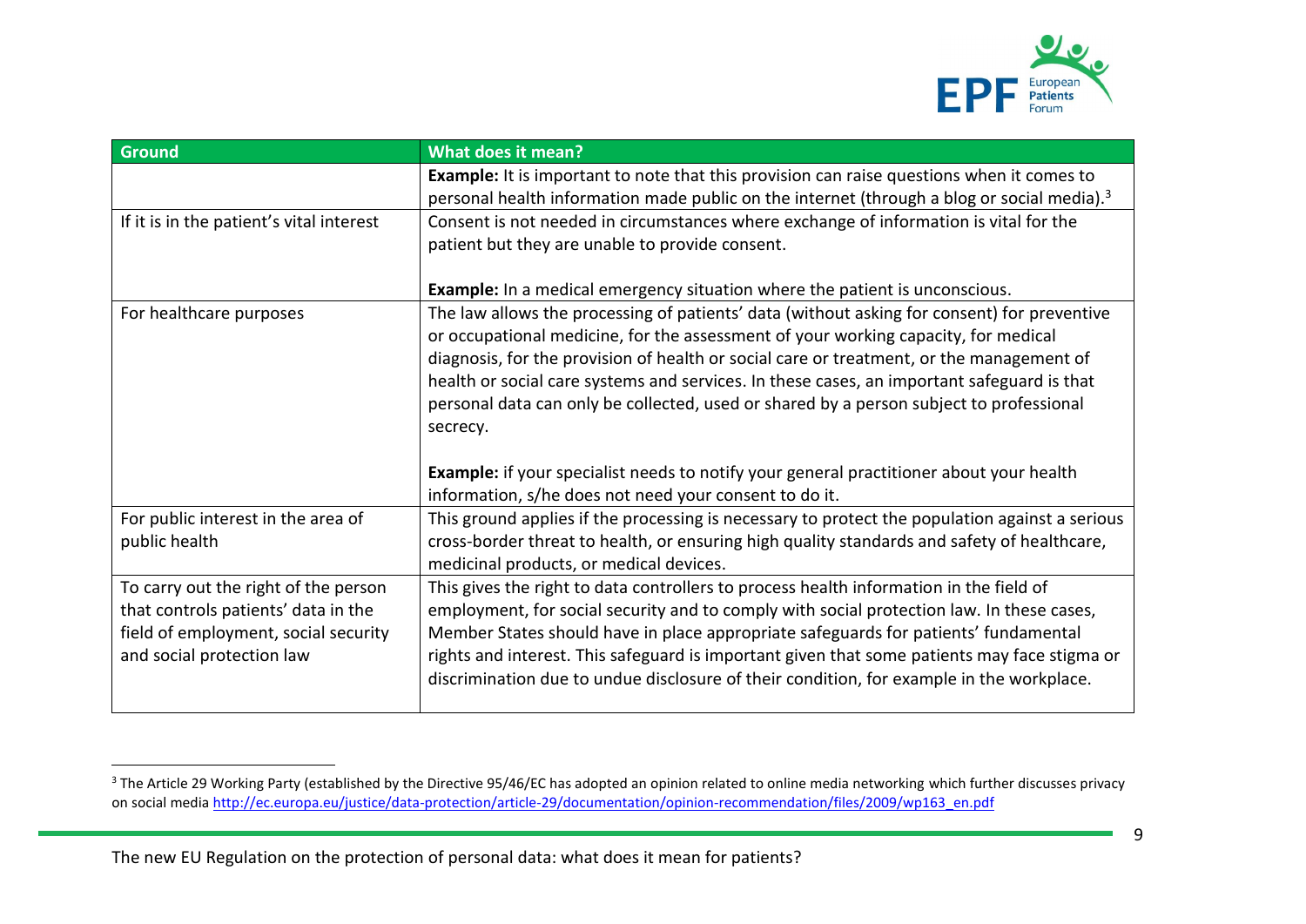| Ground | What does it mean? |
|---|---|
| | **Example:** It is important to note that this provision can raise questions when it comes to personal health information made public on the internet (through a blog or social media).[3] |
| If it is in the patient's vital interest | Consent is not needed in circumstances where exchange of information is vital for the patient but they are unable to provide consent.<br><br>**Example:** In a medical emergency situation where the patient is unconscious. |
| For healthcare purposes | The law allows the processing of patients' data (without asking for consent) for preventive or occupational medicine, for the assessment of your working capacity, for medical diagnosis, for the provision of health or social care or treatment, or the management of health or social care systems and services. In these cases, an important safeguard is that personal data can only be collected, used or shared by a person subject to professional secrecy.<br><br>**Example:** if your specialist needs to notify your general practitioner about your health information, s/he does not need your consent to do it. |
| For public interest in the area of public health | This ground applies if the processing is necessary to protect the population against a serious cross-border threat to health, or ensuring high quality standards and safety of healthcare, medicinal products, or medical devices. |
| To carry out the right of the person that controls patients' data in the field of employment, social security and social protection law | This gives the right to data controllers to process health information in the field of employment, for social security and to comply with social protection law. In these cases, Member States should have in place appropriate safeguards for patients' fundamental rights and interest. This safeguard is important given that some patients may face stigma or discrimination due to undue disclosure of their condition, for example in the workplace. |

[3] The Article 29 Working Party (established by the Directive 95/46/EC has adopted an opinion related to online media networking which further discusses privacy on social media http://ec.europa.eu/justice/data-protection/article-29/documentation/opinion-recommendation/files/2009/wp163_en.pdf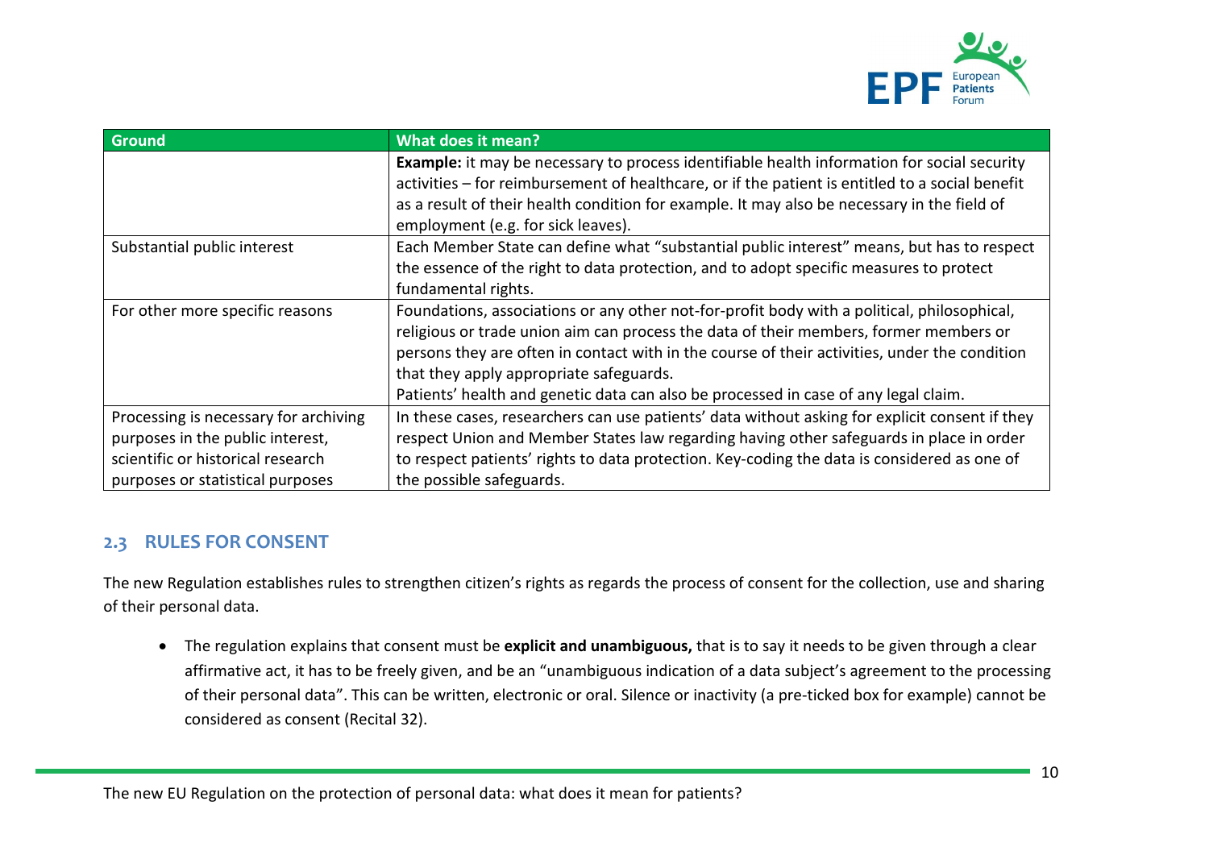| Ground | What does it mean? |
|---|---|
| | **Example:** it may be necessary to process identifiable health information for social security activities – for reimbursement of healthcare, or if the patient is entitled to a social benefit as a result of their health condition for example. It may also be necessary in the field of employment (e.g. for sick leaves). |
| Substantial public interest | Each Member State can define what "substantial public interest" means, but has to respect the essence of the right to data protection, and to adopt specific measures to protect fundamental rights. |
| For other more specific reasons | Foundations, associations or any other not-for-profit body with a political, philosophical, religious or trade union aim can process the data of their members, former members or persons they are often in contact with in the course of their activities, under the condition that they apply appropriate safeguards.<br>Patients' health and genetic data can also be processed in case of any legal claim. |
| Processing is necessary for archiving purposes in the public interest, scientific or historical research purposes or statistical purposes | In these cases, researchers can use patients' data without asking for explicit consent if they respect Union and Member States law regarding having other safeguards in place in order to respect patients' rights to data protection. Key-coding the data is considered as one of the possible safeguards. |

## 2.3 RULES FOR CONSENT

The new Regulation establishes rules to strengthen citizen's rights as regards the process of consent for the collection, use and sharing of their personal data.

- The regulation explains that consent must be **explicit and unambiguous,** that is to say it needs to be given through a clear affirmative act, it has to be freely given, and be an "unambiguous indication of a data subject's agreement to the processing of their personal data". This can be written, electronic or oral. Silence or inactivity (a pre-ticked box for example) cannot be considered as consent (Recital 32).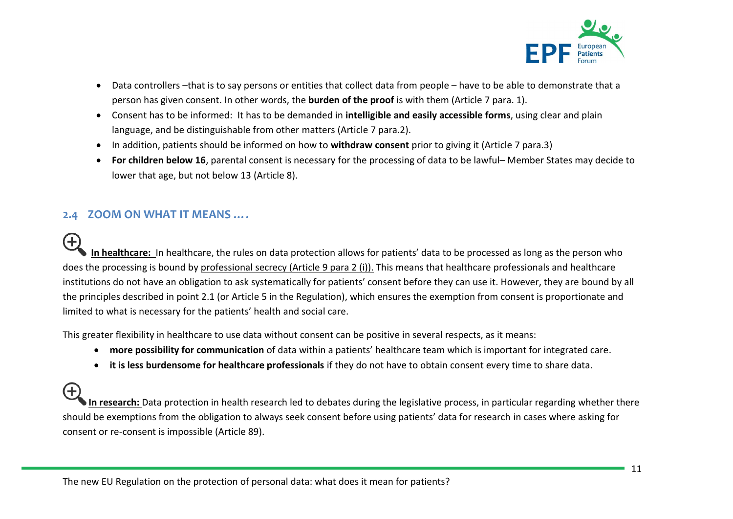- Data controllers –that is to say persons or entities that collect data from people – have to be able to demonstrate that a person has given consent. In other words, the **burden of the proof** is with them (Article 7 para. 1).
- Consent has to be informed: It has to be demanded in **intelligible and easily accessible forms**, using clear and plain language, and be distinguishable from other matters (Article 7 para.2).
- In addition, patients should be informed on how to **withdraw consent** prior to giving it (Article 7 para.3)
- **For children below 16**, parental consent is necessary for the processing of data to be lawful– Member States may decide to lower that age, but not below 13 (Article 8).

## 2.4 ZOOM ON WHAT IT MEANS ….

**In healthcare:** In healthcare, the rules on data protection allows for patients' data to be processed as long as the person who does the processing is bound by professional secrecy (Article 9 para 2 (i)). This means that healthcare professionals and healthcare institutions do not have an obligation to ask systematically for patients' consent before they can use it. However, they are bound by all the principles described in point 2.1 (or Article 5 in the Regulation), which ensures the exemption from consent is proportionate and limited to what is necessary for the patients' health and social care.

This greater flexibility in healthcare to use data without consent can be positive in several respects, as it means:

- **more possibility for communication** of data within a patients' healthcare team which is important for integrated care.
- **it is less burdensome for healthcare professionals** if they do not have to obtain consent every time to share data.

**In research:** Data protection in health research led to debates during the legislative process, in particular regarding whether there should be exemptions from the obligation to always seek consent before using patients' data for research in cases where asking for consent or re-consent is impossible (Article 89).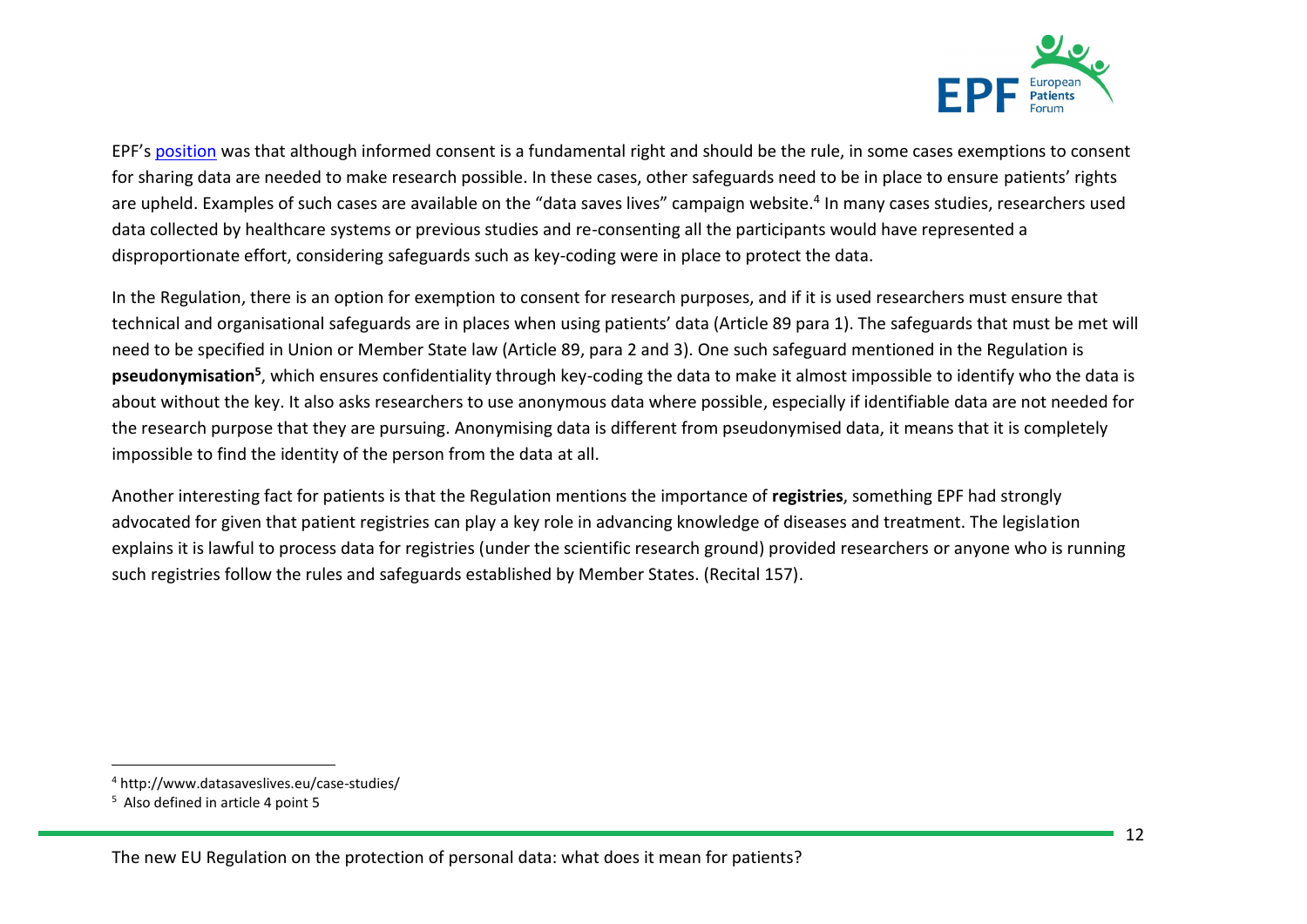EPF's [position](position) was that although informed consent is a fundamental right and should be the rule, in some cases exemptions to consent for sharing data are needed to make research possible. In these cases, other safeguards need to be in place to ensure patients' rights are upheld. Examples of such cases are available on the "data saves lives" campaign website.[4] In many cases studies, researchers used data collected by healthcare systems or previous studies and re-consenting all the participants would have represented a disproportionate effort, considering safeguards such as key-coding were in place to protect the data.

In the Regulation, there is an option for exemption to consent for research purposes, and if it is used researchers must ensure that technical and organisational safeguards are in places when using patients' data (Article 89 para 1). The safeguards that must be met will need to be specified in Union or Member State law (Article 89, para 2 and 3). One such safeguard mentioned in the Regulation is **pseudonymisation**[5], which ensures confidentiality through key-coding the data to make it almost impossible to identify who the data is about without the key. It also asks researchers to use anonymous data where possible, especially if identifiable data are not needed for the research purpose that they are pursuing. Anonymising data is different from pseudonymised data, it means that it is completely impossible to find the identity of the person from the data at all.

Another interesting fact for patients is that the Regulation mentions the importance of **registries**, something EPF had strongly advocated for given that patient registries can play a key role in advancing knowledge of diseases and treatment. The legislation explains it is lawful to process data for registries (under the scientific research ground) provided researchers or anyone who is running such registries follow the rules and safeguards established by Member States. (Recital 157).

---

[4] http://www.datasaveslives.eu/case-studies/

[5] Also defined in article 4 point 5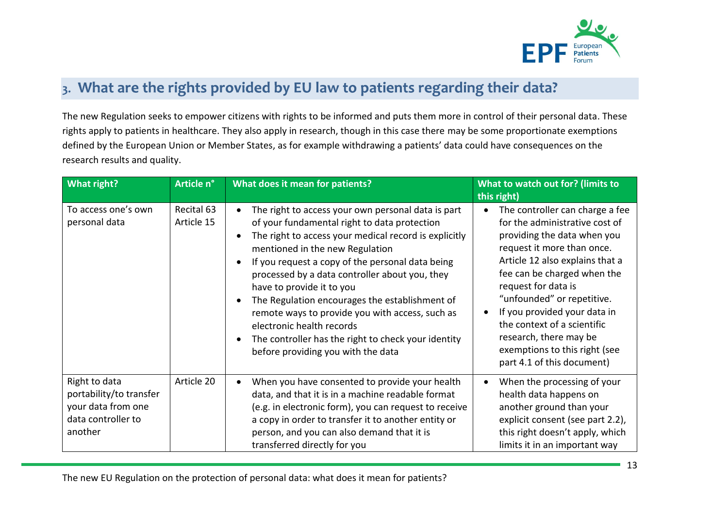## 3. What are the rights provided by EU law to patients regarding their data?

The new Regulation seeks to empower citizens with rights to be informed and puts them more in control of their personal data. These rights apply to patients in healthcare. They also apply in research, though in this case there may be some proportionate exemptions defined by the European Union or Member States, as for example withdrawing a patients' data could have consequences on the research results and quality.

| What right? | Article n° | What does it mean for patients? | What to watch out for? (limits to this right) |
| --- | --- | --- | --- |
| To access one's own personal data | Recital 63<br>Article 15 | • The right to access your own personal data is part of your fundamental right to data protection<br>• The right to access your medical record is explicitly mentioned in the new Regulation<br>• If you request a copy of the personal data being processed by a data controller about you, they have to provide it to you<br>• The Regulation encourages the establishment of remote ways to provide you with access, such as electronic health records<br>• The controller has the right to check your identity before providing you with the data | • The controller can charge a fee for the administrative cost of providing the data when you request it more than once. Article 12 also explains that a fee can be charged when the request for data is "unfounded" or repetitive.<br>• If you provided your data in the context of a scientific research, there may be exemptions to this right (see part 4.1 of this document) |
| Right to data portability/to transfer your data from one data controller to another | Article 20 | • When you have consented to provide your health data, and that it is in a machine readable format (e.g. in electronic form), you can request to receive a copy in order to transfer it to another entity or person, and you can also demand that it is transferred directly for you | • When the processing of your health data happens on another ground than your explicit consent (see part 2.2), this right doesn't apply, which limits it in an important way |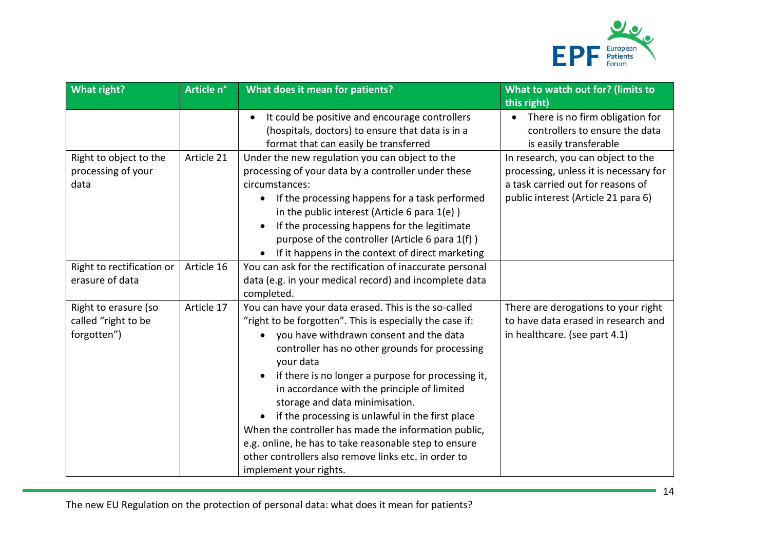| What right? | Article n° | What does it mean for patients? | What to watch out for? (limits to this right) |
| --- | --- | --- | --- |
| | | • It could be positive and encourage controllers (hospitals, doctors) to ensure that data is in a format that can easily be transferred | • There is no firm obligation for controllers to ensure the data is easily transferable |
| Right to object to the processing of your data | Article 21 | Under the new regulation you can object to the processing of your data by a controller under these circumstances: <br>• If the processing happens for a task performed in the public interest (Article 6 para 1(e) ) <br>• If the processing happens for the legitimate purpose of the controller (Article 6 para 1(f) ) <br>• If it happens in the context of direct marketing | In research, you can object to the processing, unless it is necessary for a task carried out for reasons of public interest (Article 21 para 6) |
| Right to rectification or erasure of data | Article 16 | You can ask for the rectification of inaccurate personal data (e.g. in your medical record) and incomplete data completed. | |
| Right to erasure (so called "right to be forgotten") | Article 17 | You can have your data erased. This is the so-called "right to be forgotten". This is especially the case if: <br>• you have withdrawn consent and the data controller has no other grounds for processing your data <br>• if there is no longer a purpose for processing it, in accordance with the principle of limited storage and data minimisation. <br>• if the processing is unlawful in the first place <br>When the controller has made the information public, e.g. online, he has to take reasonable step to ensure other controllers also remove links etc. in order to implement your rights. | There are derogations to your right to have data erased in research and in healthcare. (see part 4.1) |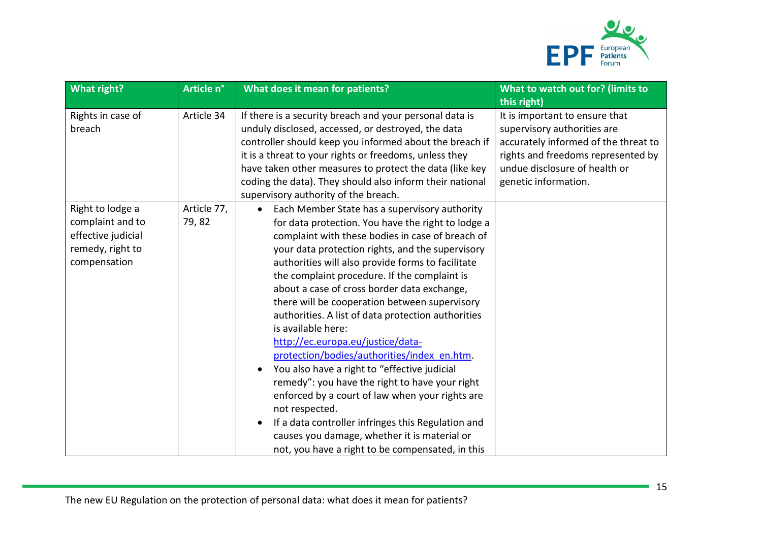| What right? | Article n° | What does it mean for patients? | What to watch out for? (limits to this right) |
|---|---|---|---|
| Rights in case of breach | Article 34 | If there is a security breach and your personal data is unduly disclosed, accessed, or destroyed, the data controller should keep you informed about the breach if it is a threat to your rights or freedoms, unless they have taken other measures to protect the data (like key coding the data). They should also inform their national supervisory authority of the breach. | It is important to ensure that supervisory authorities are accurately informed of the threat to rights and freedoms represented by undue disclosure of health or genetic information. |
| Right to lodge a complaint and to effective judicial remedy, right to compensation | Article 77, 79, 82 | • Each Member State has a supervisory authority for data protection. You have the right to lodge a complaint with these bodies in case of breach of your data protection rights, and the supervisory authorities will also provide forms to facilitate the complaint procedure. If the complaint is about a case of cross border data exchange, there will be cooperation between supervisory authorities. A list of data protection authorities is available here: [http://ec.europa.eu/justice/data-protection/bodies/authorities/index_en.htm](http://ec.europa.eu/justice/data-protection/bodies/authorities/index_en.htm).<br>• You also have a right to "effective judicial remedy": you have the right to have your right enforced by a court of law when your rights are not respected.<br>• If a data controller infringes this Regulation and causes you damage, whether it is material or not, you have a right to be compensated, in this | |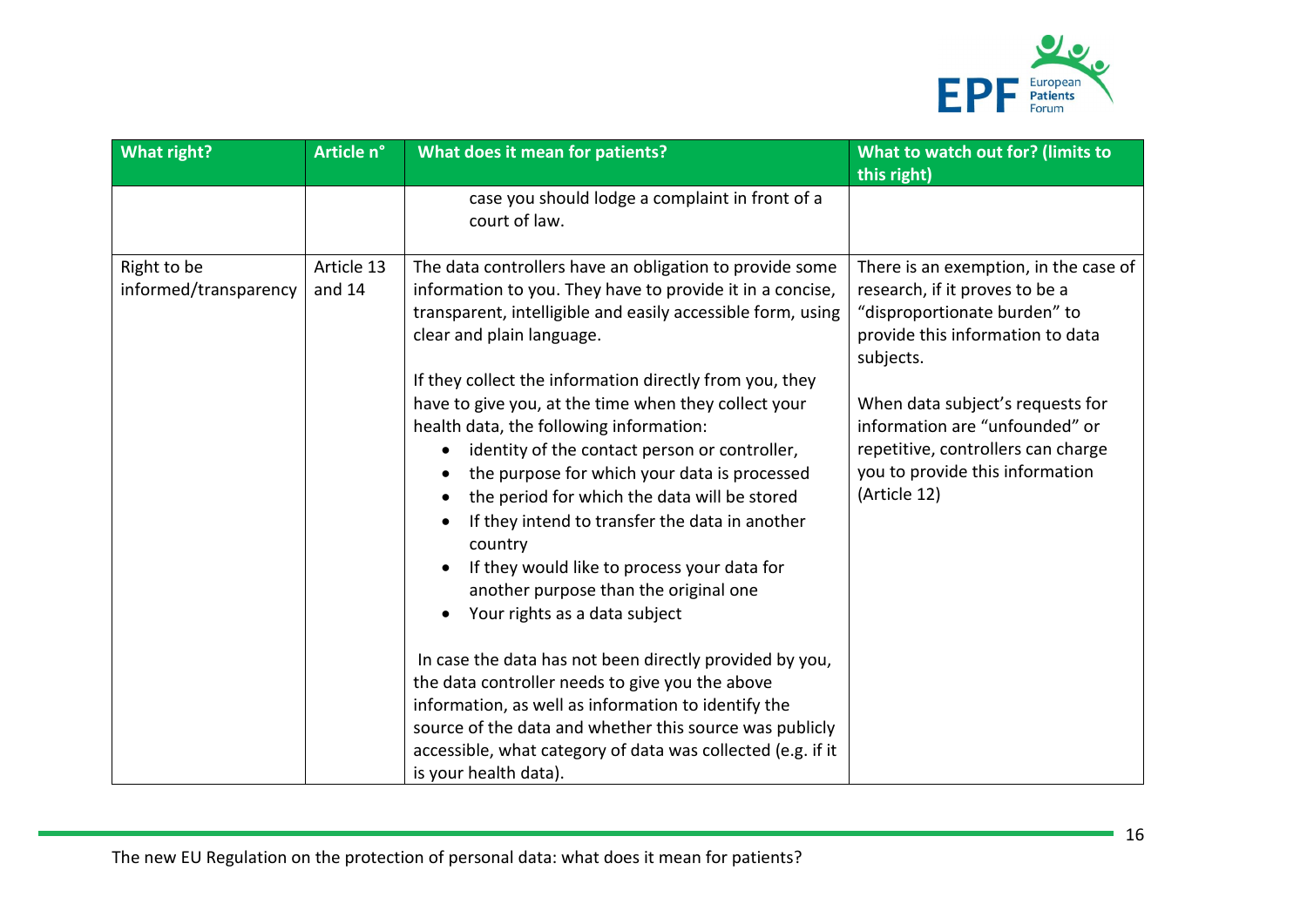| What right? | Article n° | What does it mean for patients? | What to watch out for? (limits to this right) |
| --- | --- | --- | --- |
| | | case you should lodge a complaint in front of a court of law. | |
| Right to be informed/transparency | Article 13 and 14 | The data controllers have an obligation to provide some information to you. They have to provide it in a concise, transparent, intelligible and easily accessible form, using clear and plain language.<br><br>If they collect the information directly from you, they have to give you, at the time when they collect your health data, the following information:<br>• identity of the contact person or controller,<br>• the purpose for which your data is processed<br>• the period for which the data will be stored<br>• If they intend to transfer the data in another country<br>• If they would like to process your data for another purpose than the original one<br>• Your rights as a data subject<br><br>In case the data has not been directly provided by you, the data controller needs to give you the above information, as well as information to identify the source of the data and whether this source was publicly accessible, what category of data was collected (e.g. if it is your health data). | There is an exemption, in the case of research, if it proves to be a "disproportionate burden" to provide this information to data subjects.<br><br>When data subject's requests for information are "unfounded" or repetitive, controllers can charge you to provide this information (Article 12) |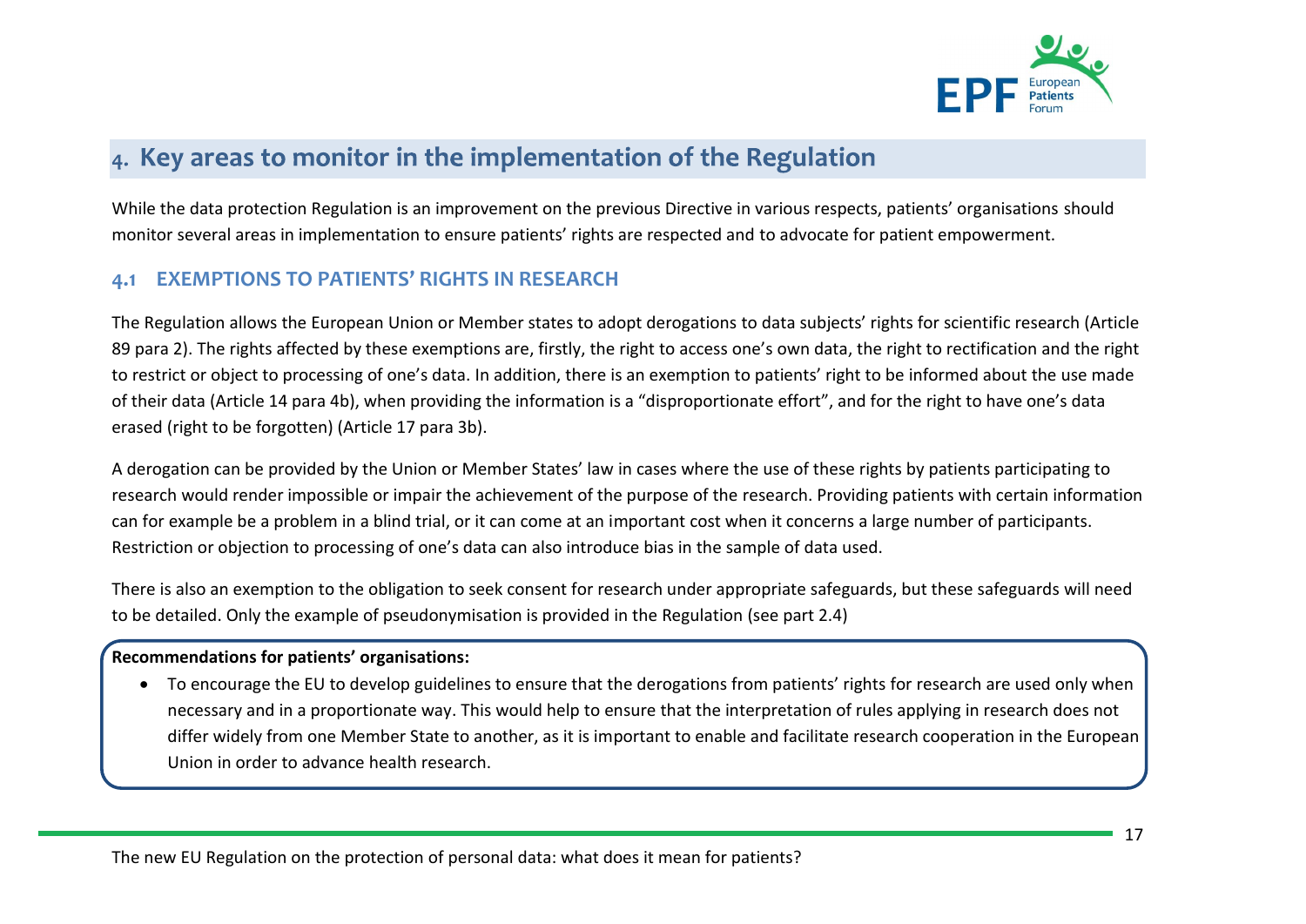## 4. Key areas to monitor in the implementation of the Regulation

While the data protection Regulation is an improvement on the previous Directive in various respects, patients' organisations should monitor several areas in implementation to ensure patients' rights are respected and to advocate for patient empowerment.

### 4.1 EXEMPTIONS TO PATIENTS' RIGHTS IN RESEARCH

The Regulation allows the European Union or Member states to adopt derogations to data subjects' rights for scientific research (Article 89 para 2). The rights affected by these exemptions are, firstly, the right to access one's own data, the right to rectification and the right to restrict or object to processing of one's data. In addition, there is an exemption to patients' right to be informed about the use made of their data (Article 14 para 4b), when providing the information is a "disproportionate effort", and for the right to have one's data erased (right to be forgotten) (Article 17 para 3b).

A derogation can be provided by the Union or Member States' law in cases where the use of these rights by patients participating to research would render impossible or impair the achievement of the purpose of the research. Providing patients with certain information can for example be a problem in a blind trial, or it can come at an important cost when it concerns a large number of participants. Restriction or objection to processing of one's data can also introduce bias in the sample of data used.

There is also an exemption to the obligation to seek consent for research under appropriate safeguards, but these safeguards will need to be detailed. Only the example of pseudonymisation is provided in the Regulation (see part 2.4)

**Recommendations for patients' organisations:**

- To encourage the EU to develop guidelines to ensure that the derogations from patients' rights for research are used only when necessary and in a proportionate way. This would help to ensure that the interpretation of rules applying in research does not differ widely from one Member State to another, as it is important to enable and facilitate research cooperation in the European Union in order to advance health research.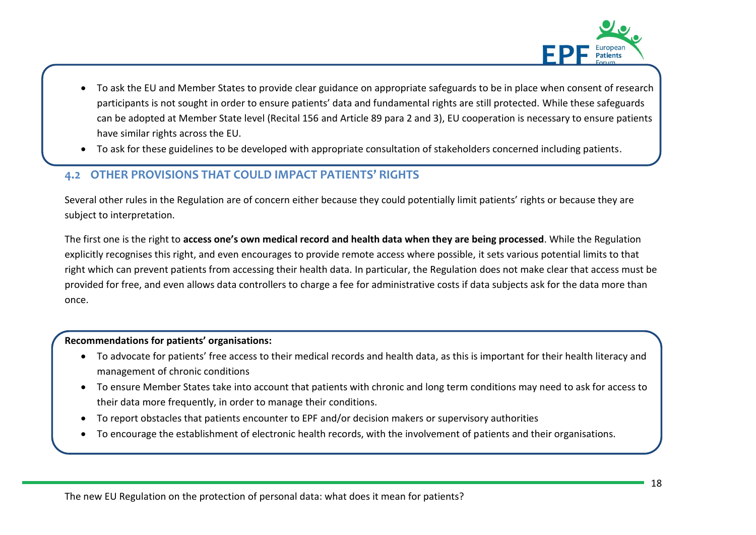- To ask the EU and Member States to provide clear guidance on appropriate safeguards to be in place when consent of research participants is not sought in order to ensure patients' data and fundamental rights are still protected. While these safeguards can be adopted at Member State level (Recital 156 and Article 89 para 2 and 3), EU cooperation is necessary to ensure patients have similar rights across the EU.
- To ask for these guidelines to be developed with appropriate consultation of stakeholders concerned including patients.

## 4.2 OTHER PROVISIONS THAT COULD IMPACT PATIENTS' RIGHTS

Several other rules in the Regulation are of concern either because they could potentially limit patients' rights or because they are subject to interpretation.

The first one is the right to **access one's own medical record and health data when they are being processed**. While the Regulation explicitly recognises this right, and even encourages to provide remote access where possible, it sets various potential limits to that right which can prevent patients from accessing their health data. In particular, the Regulation does not make clear that access must be provided for free, and even allows data controllers to charge a fee for administrative costs if data subjects ask for the data more than once.

**Recommendations for patients' organisations:**

- To advocate for patients' free access to their medical records and health data, as this is important for their health literacy and management of chronic conditions
- To ensure Member States take into account that patients with chronic and long term conditions may need to ask for access to their data more frequently, in order to manage their conditions.
- To report obstacles that patients encounter to EPF and/or decision makers or supervisory authorities
- To encourage the establishment of electronic health records, with the involvement of patients and their organisations.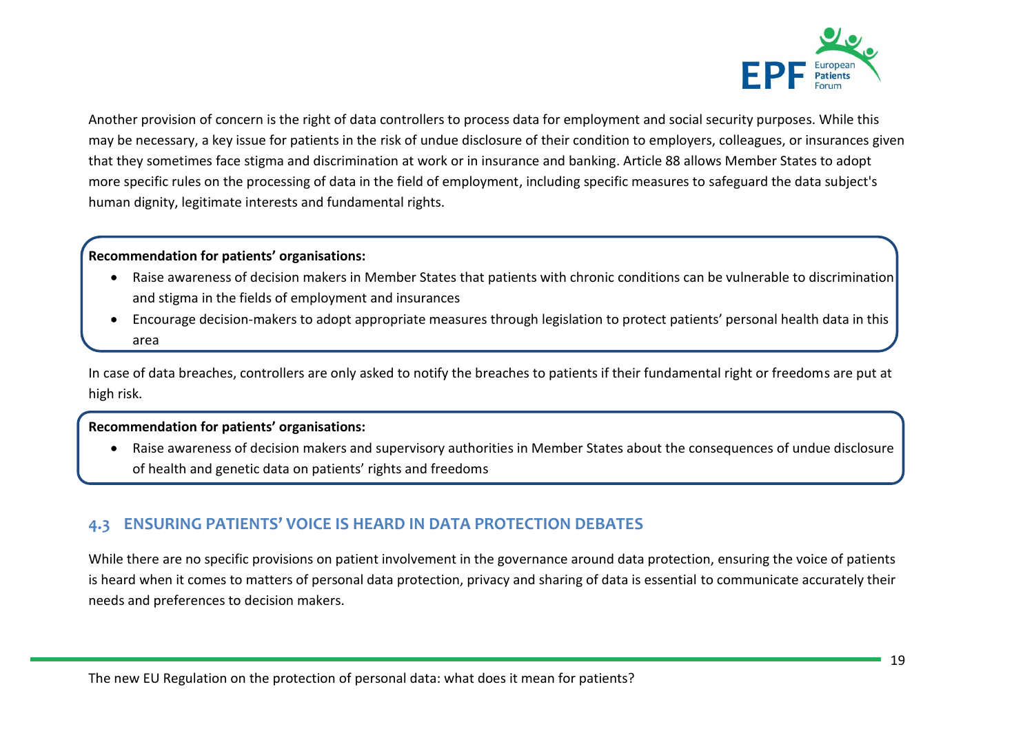Another provision of concern is the right of data controllers to process data for employment and social security purposes. While this may be necessary, a key issue for patients in the risk of undue disclosure of their condition to employers, colleagues, or insurances given that they sometimes face stigma and discrimination at work or in insurance and banking. Article 88 allows Member States to adopt more specific rules on the processing of data in the field of employment, including specific measures to safeguard the data subject's human dignity, legitimate interests and fundamental rights.

**Recommendation for patients' organisations:**

- Raise awareness of decision makers in Member States that patients with chronic conditions can be vulnerable to discrimination and stigma in the fields of employment and insurances
- Encourage decision-makers to adopt appropriate measures through legislation to protect patients' personal health data in this area

In case of data breaches, controllers are only asked to notify the breaches to patients if their fundamental right or freedoms are put at high risk.

**Recommendation for patients' organisations:**

- Raise awareness of decision makers and supervisory authorities in Member States about the consequences of undue disclosure of health and genetic data on patients' rights and freedoms

## 4.3 ENSURING PATIENTS' VOICE IS HEARD IN DATA PROTECTION DEBATES

While there are no specific provisions on patient involvement in the governance around data protection, ensuring the voice of patients is heard when it comes to matters of personal data protection, privacy and sharing of data is essential to communicate accurately their needs and preferences to decision makers.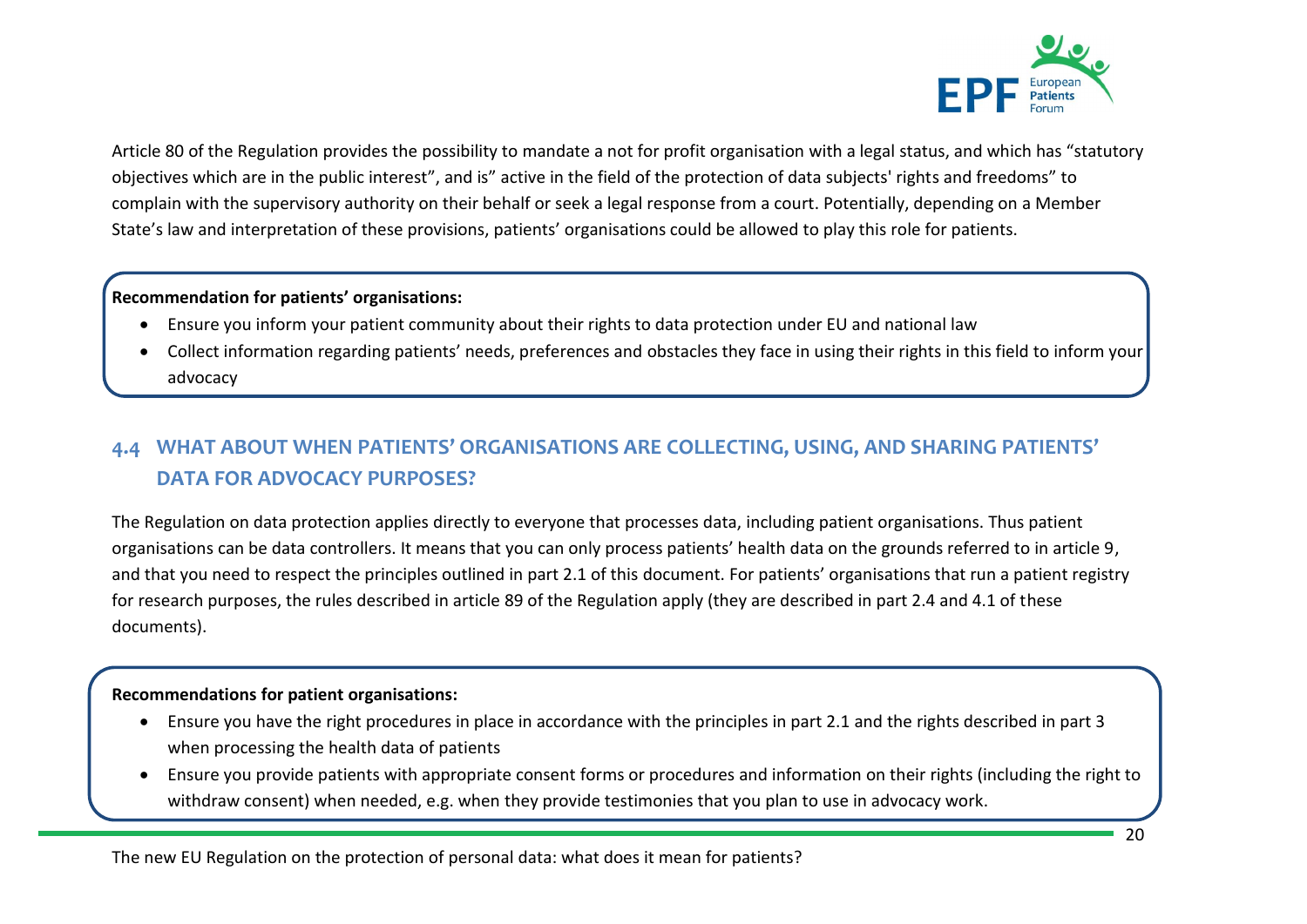Article 80 of the Regulation provides the possibility to mandate a not for profit organisation with a legal status, and which has "statutory objectives which are in the public interest", and is" active in the field of the protection of data subjects' rights and freedoms" to complain with the supervisory authority on their behalf or seek a legal response from a court. Potentially, depending on a Member State's law and interpretation of these provisions, patients' organisations could be allowed to play this role for patients.

**Recommendation for patients' organisations:**

- Ensure you inform your patient community about their rights to data protection under EU and national law
- Collect information regarding patients' needs, preferences and obstacles they face in using their rights in this field to inform your advocacy

## 4.4 WHAT ABOUT WHEN PATIENTS' ORGANISATIONS ARE COLLECTING, USING, AND SHARING PATIENTS' DATA FOR ADVOCACY PURPOSES?

The Regulation on data protection applies directly to everyone that processes data, including patient organisations. Thus patient organisations can be data controllers. It means that you can only process patients' health data on the grounds referred to in article 9, and that you need to respect the principles outlined in part 2.1 of this document. For patients' organisations that run a patient registry for research purposes, the rules described in article 89 of the Regulation apply (they are described in part 2.4 and 4.1 of these documents).

**Recommendations for patient organisations:**

- Ensure you have the right procedures in place in accordance with the principles in part 2.1 and the rights described in part 3 when processing the health data of patients
- Ensure you provide patients with appropriate consent forms or procedures and information on their rights (including the right to withdraw consent) when needed, e.g. when they provide testimonies that you plan to use in advocacy work.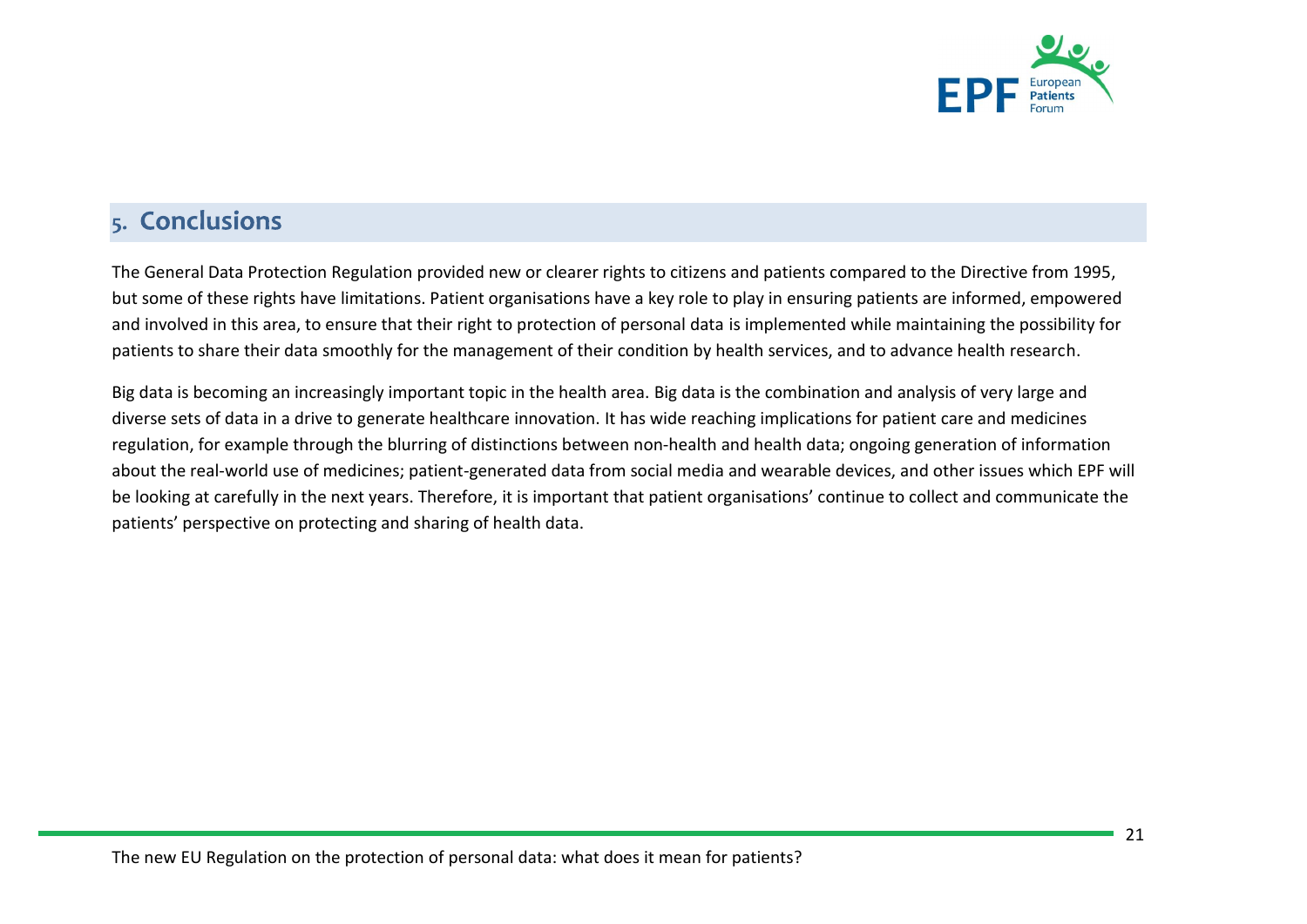## 5. Conclusions

The General Data Protection Regulation provided new or clearer rights to citizens and patients compared to the Directive from 1995, but some of these rights have limitations. Patient organisations have a key role to play in ensuring patients are informed, empowered and involved in this area, to ensure that their right to protection of personal data is implemented while maintaining the possibility for patients to share their data smoothly for the management of their condition by health services, and to advance health research.

Big data is becoming an increasingly important topic in the health area. Big data is the combination and analysis of very large and diverse sets of data in a drive to generate healthcare innovation. It has wide reaching implications for patient care and medicines regulation, for example through the blurring of distinctions between non-health and health data; ongoing generation of information about the real-world use of medicines; patient-generated data from social media and wearable devices, and other issues which EPF will be looking at carefully in the next years. Therefore, it is important that patient organisations' continue to collect and communicate the patients' perspective on protecting and sharing of health data.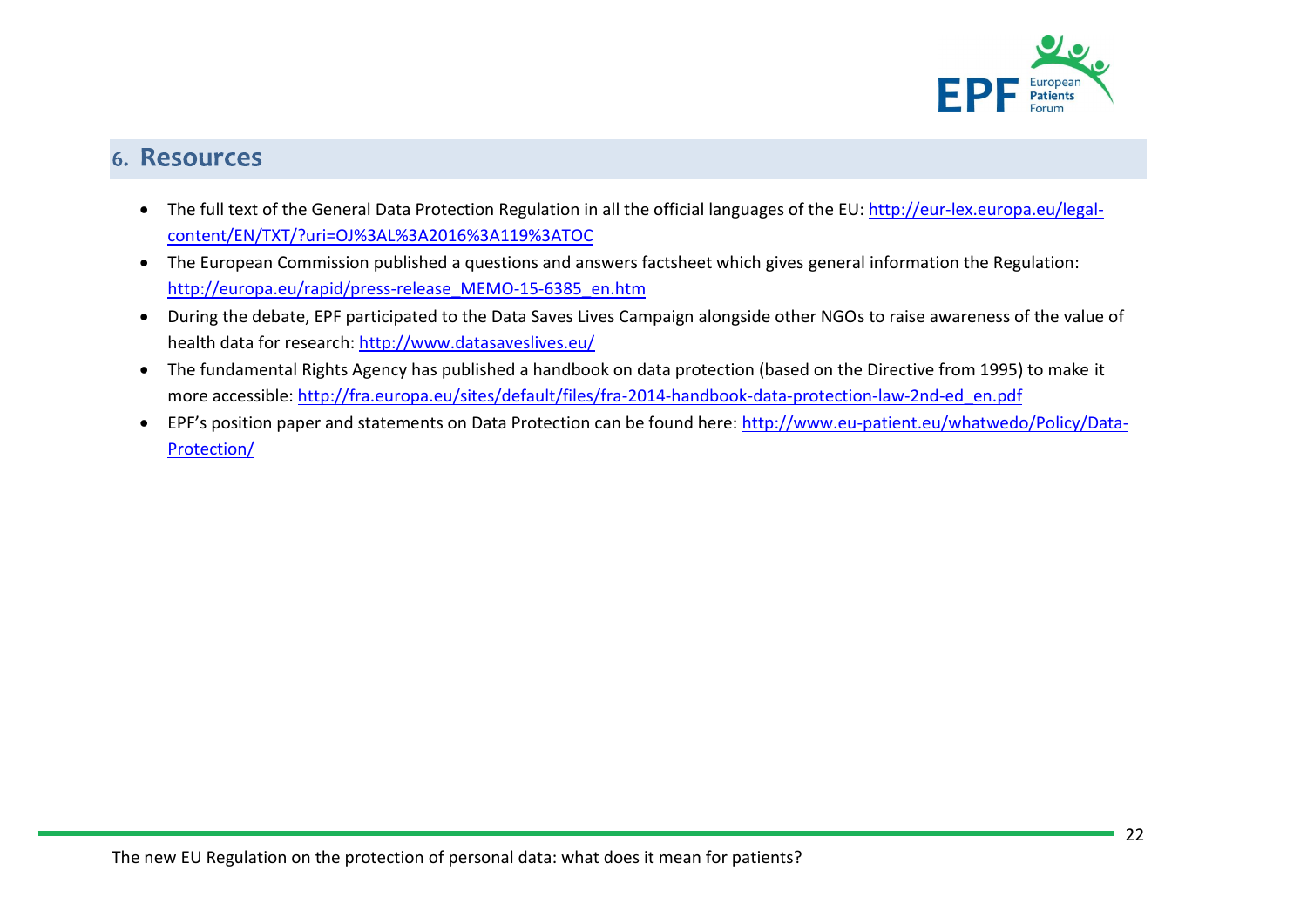## 6. Resources

- The full text of the General Data Protection Regulation in all the official languages of the EU: http://eur-lex.europa.eu/legal-content/EN/TXT/?uri=OJ%3AL%3A2016%3A119%3ATOC
- The European Commission published a questions and answers factsheet which gives general information the Regulation: http://europa.eu/rapid/press-release_MEMO-15-6385_en.htm
- During the debate, EPF participated to the Data Saves Lives Campaign alongside other NGOs to raise awareness of the value of health data for research: http://www.datasaveslives.eu/
- The fundamental Rights Agency has published a handbook on data protection (based on the Directive from 1995) to make it more accessible: http://fra.europa.eu/sites/default/files/fra-2014-handbook-data-protection-law-2nd-ed_en.pdf
- EPF's position paper and statements on Data Protection can be found here: http://www.eu-patient.eu/whatwedo/Policy/Data-Protection/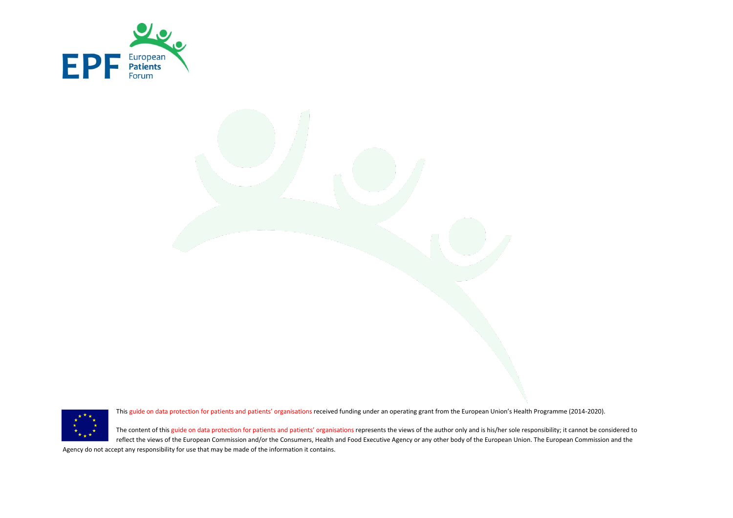EPF European Patients Forum

This guide on data protection for patients and patients' organisations received funding under an operating grant from the European Union's Health Programme (2014-2020).

The content of this guide on data protection for patients and patients' organisations represents the views of the author only and is his/her sole responsibility; it cannot be considered to reflect the views of the European Commission and/or the Consumers, Health and Food Executive Agency or any other body of the European Union. The European Commission and the Agency do not accept any responsibility for use that may be made of the information it contains.